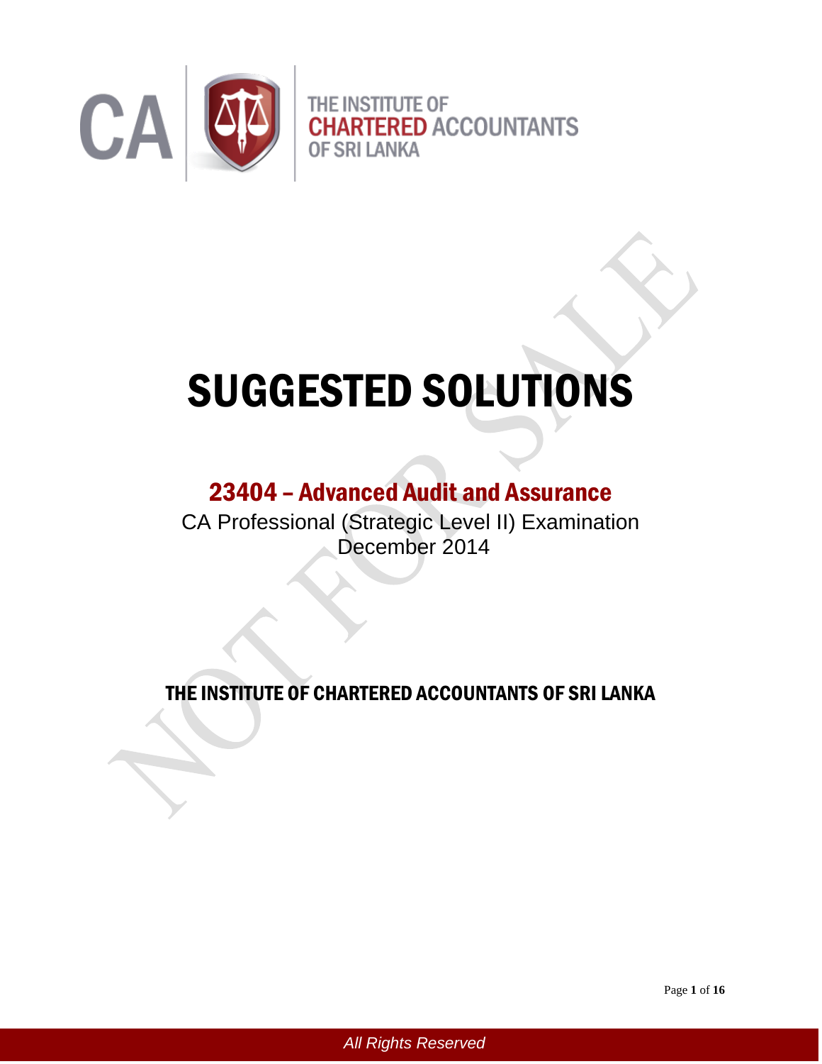CA | THE INSTITUTE OF CHARTERED ACCOUNTANTS OF SRI LANKA

# SUGGESTED SOLUTIONS

## 23404 – Advanced Audit and Assurance

CA Professional (Strategic Level II) Examination
December 2014

THE INSTITUTE OF CHARTERED ACCOUNTANTS OF SRI LANKA

*All Rights Reserved*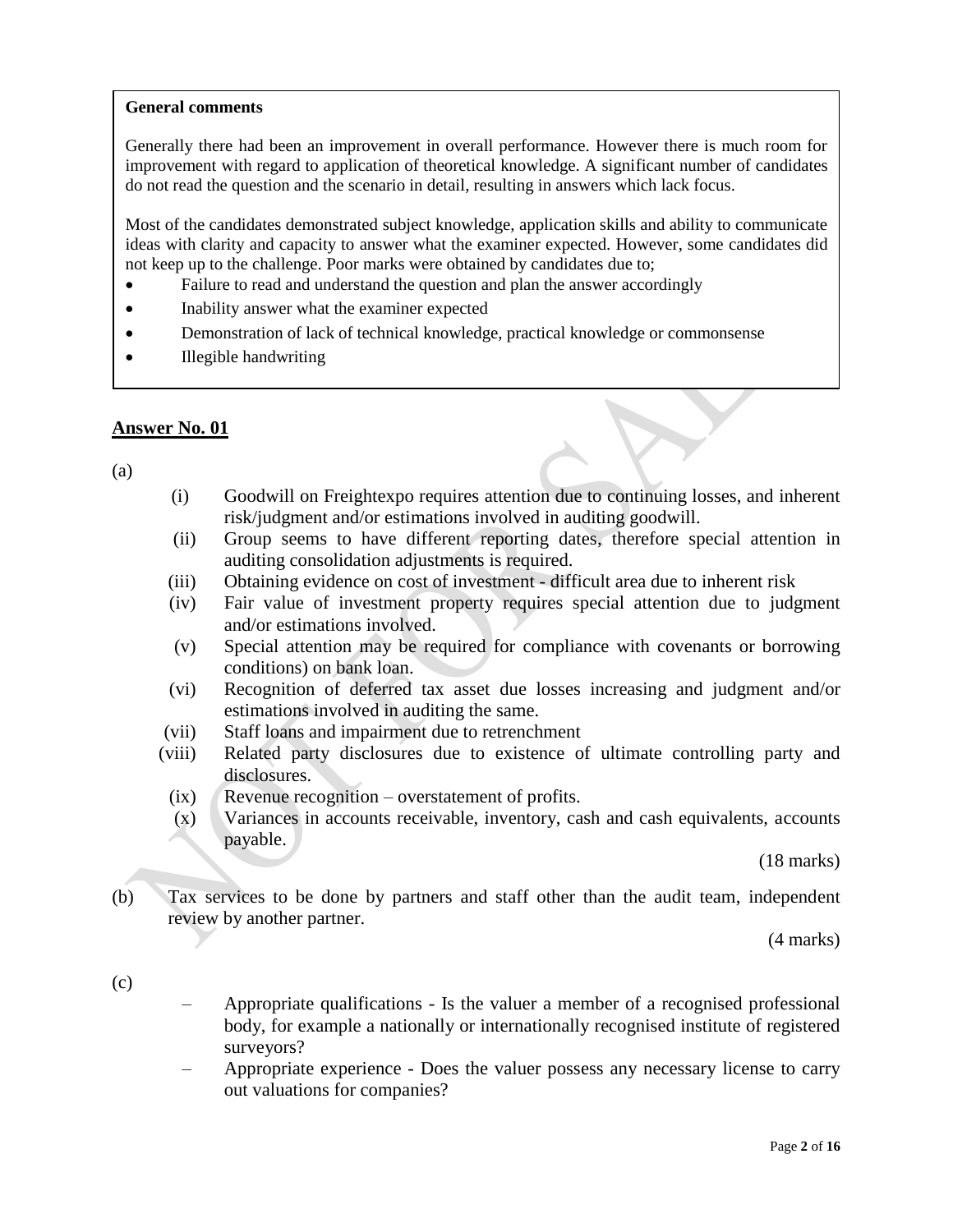**General comments**

Generally there had been an improvement in overall performance. However there is much room for improvement with regard to application of theoretical knowledge. A significant number of candidates do not read the question and the scenario in detail, resulting in answers which lack focus.

Most of the candidates demonstrated subject knowledge, application skills and ability to communicate ideas with clarity and capacity to answer what the examiner expected. However, some candidates did not keep up to the challenge. Poor marks were obtained by candidates due to;

- Failure to read and understand the question and plan the answer accordingly
- Inability answer what the examiner expected
- Demonstration of lack of technical knowledge, practical knowledge or commonsense
- Illegible handwriting

## Answer No. 01

(a)

(i) Goodwill on Freightexpo requires attention due to continuing losses, and inherent risk/judgment and/or estimations involved in auditing goodwill.

(ii) Group seems to have different reporting dates, therefore special attention in auditing consolidation adjustments is required.

(iii) Obtaining evidence on cost of investment - difficult area due to inherent risk

(iv) Fair value of investment property requires special attention due to judgment and/or estimations involved.

(v) Special attention may be required for compliance with covenants or borrowing conditions) on bank loan.

(vi) Recognition of deferred tax asset due losses increasing and judgment and/or estimations involved in auditing the same.

(vii) Staff loans and impairment due to retrenchment

(viii) Related party disclosures due to existence of ultimate controlling party and disclosures.

(ix) Revenue recognition – overstatement of profits.

(x) Variances in accounts receivable, inventory, cash and cash equivalents, accounts payable.

(18 marks)

(b) Tax services to be done by partners and staff other than the audit team, independent review by another partner.

(4 marks)

(c)

- Appropriate qualifications - Is the valuer a member of a recognised professional body, for example a nationally or internationally recognised institute of registered surveyors?
- Appropriate experience - Does the valuer possess any necessary license to carry out valuations for companies?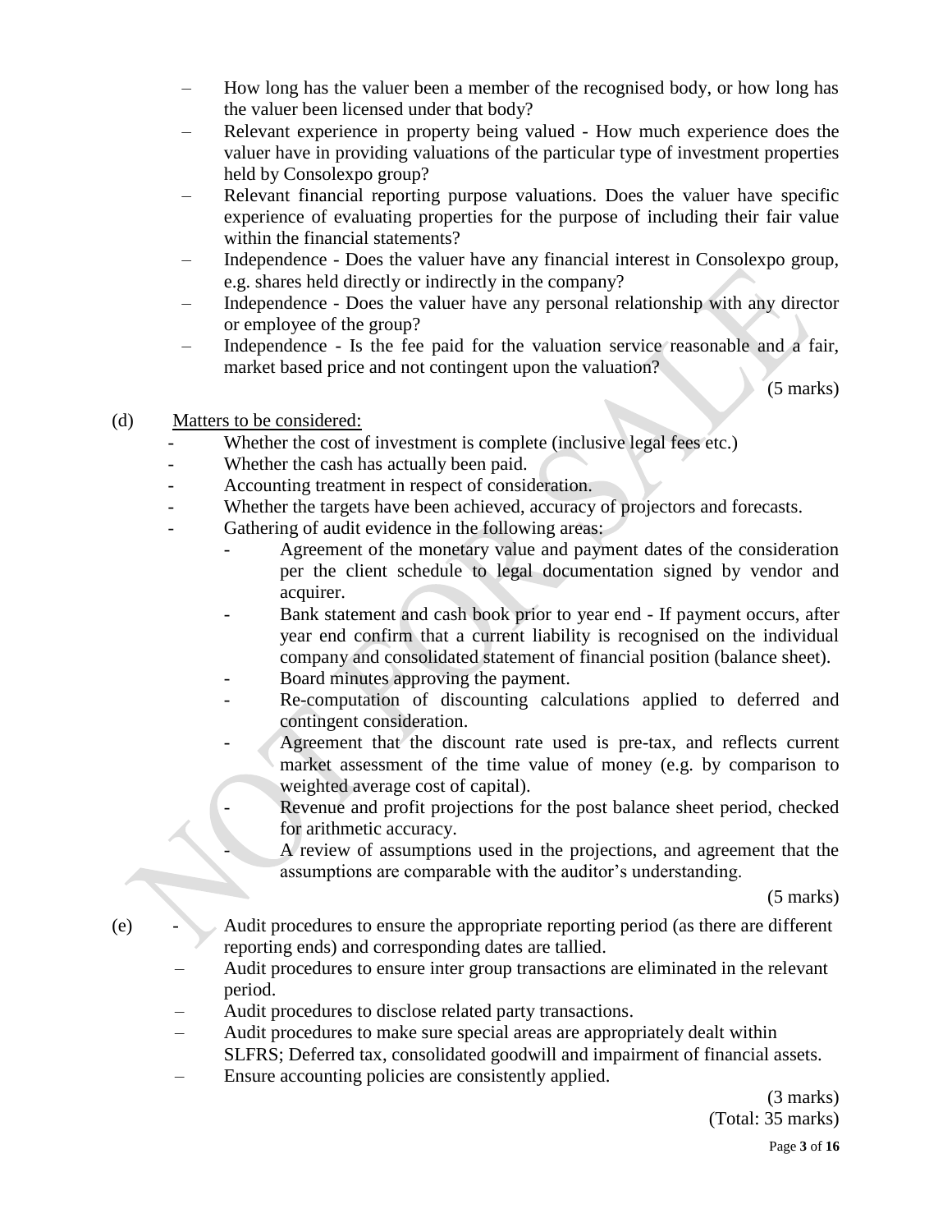- How long has the valuer been a member of the recognised body, or how long has the valuer been licensed under that body?
- Relevant experience in property being valued - How much experience does the valuer have in providing valuations of the particular type of investment properties held by Consolexpo group?
- Relevant financial reporting purpose valuations. Does the valuer have specific experience of evaluating properties for the purpose of including their fair value within the financial statements?
- Independence - Does the valuer have any financial interest in Consolexpo group, e.g. shares held directly or indirectly in the company?
- Independence - Does the valuer have any personal relationship with any director or employee of the group?
- Independence - Is the fee paid for the valuation service reasonable and a fair, market based price and not contingent upon the valuation?

(5 marks)

(d) Matters to be considered:

- Whether the cost of investment is complete (inclusive legal fees etc.)
- Whether the cash has actually been paid.
- Accounting treatment in respect of consideration.
- Whether the targets have been achieved, accuracy of projectors and forecasts.
- Gathering of audit evidence in the following areas:
  - Agreement of the monetary value and payment dates of the consideration per the client schedule to legal documentation signed by vendor and acquirer.
  - Bank statement and cash book prior to year end - If payment occurs, after year end confirm that a current liability is recognised on the individual company and consolidated statement of financial position (balance sheet).
  - Board minutes approving the payment.
  - Re-computation of discounting calculations applied to deferred and contingent consideration.
  - Agreement that the discount rate used is pre-tax, and reflects current market assessment of the time value of money (e.g. by comparison to weighted average cost of capital).
  - Revenue and profit projections for the post balance sheet period, checked for arithmetic accuracy.
  - A review of assumptions used in the projections, and agreement that the assumptions are comparable with the auditor's understanding.

(5 marks)

(e)
- Audit procedures to ensure the appropriate reporting period (as there are different reporting ends) and corresponding dates are tallied.
- Audit procedures to ensure inter group transactions are eliminated in the relevant period.
- Audit procedures to disclose related party transactions.
- Audit procedures to make sure special areas are appropriately dealt within SLFRS; Deferred tax, consolidated goodwill and impairment of financial assets.
- Ensure accounting policies are consistently applied.

(3 marks)
(Total: 35 marks)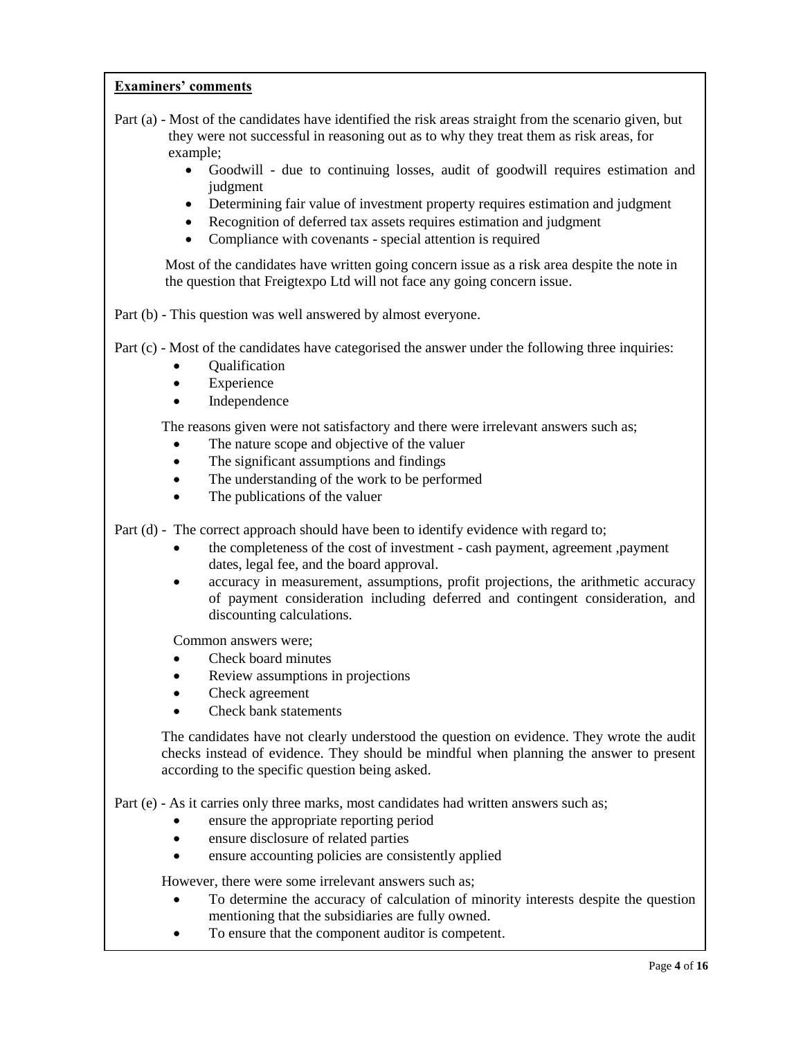**Examiners' comments**

Part (a) - Most of the candidates have identified the risk areas straight from the scenario given, but they were not successful in reasoning out as to why they treat them as risk areas, for example;

- Goodwill - due to continuing losses, audit of goodwill requires estimation and judgment
- Determining fair value of investment property requires estimation and judgment
- Recognition of deferred tax assets requires estimation and judgment
- Compliance with covenants - special attention is required

Most of the candidates have written going concern issue as a risk area despite the note in the question that Freigtexpo Ltd will not face any going concern issue.

Part (b) - This question was well answered by almost everyone.

Part (c) - Most of the candidates have categorised the answer under the following three inquiries:

- Qualification
- Experience
- Independence

The reasons given were not satisfactory and there were irrelevant answers such as;

- The nature scope and objective of the valuer
- The significant assumptions and findings
- The understanding of the work to be performed
- The publications of the valuer

Part (d) - The correct approach should have been to identify evidence with regard to;

- the completeness of the cost of investment - cash payment, agreement ,payment dates, legal fee, and the board approval.
- accuracy in measurement, assumptions, profit projections, the arithmetic accuracy of payment consideration including deferred and contingent consideration, and discounting calculations.

Common answers were;

- Check board minutes
- Review assumptions in projections
- Check agreement
- Check bank statements

The candidates have not clearly understood the question on evidence. They wrote the audit checks instead of evidence. They should be mindful when planning the answer to present according to the specific question being asked.

Part (e) - As it carries only three marks, most candidates had written answers such as;

- ensure the appropriate reporting period
- ensure disclosure of related parties
- ensure accounting policies are consistently applied

However, there were some irrelevant answers such as;

- To determine the accuracy of calculation of minority interests despite the question mentioning that the subsidiaries are fully owned.
- To ensure that the component auditor is competent.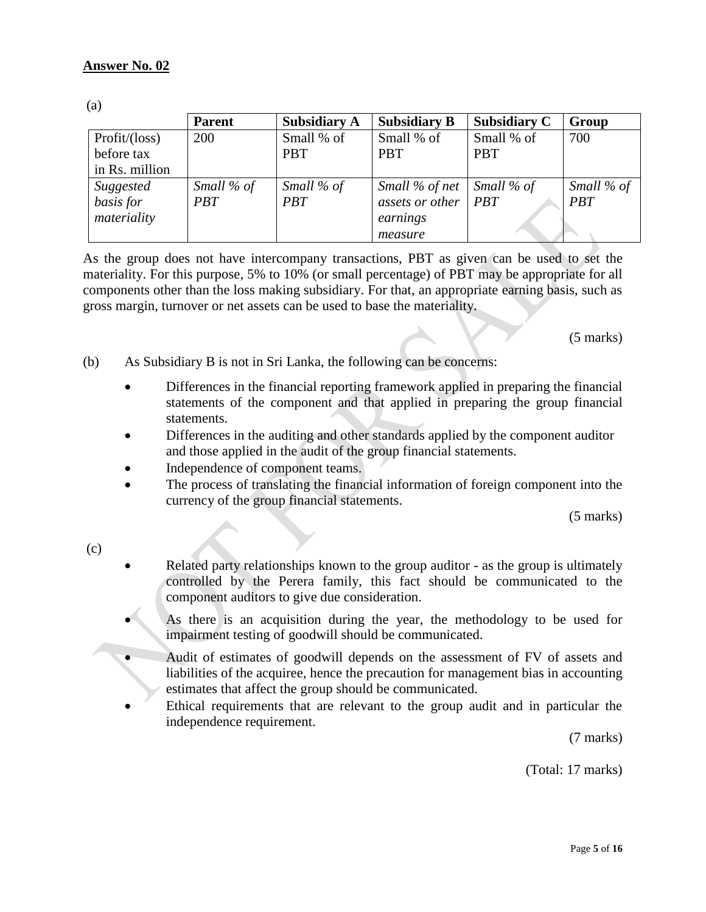**Answer No. 02**

(a)

| | Parent | Subsidiary A | Subsidiary B | Subsidiary C | Group |
|---|---|---|---|---|---|
| Profit/(loss) before tax in Rs. million | 200 | Small % of PBT | Small % of PBT | Small % of PBT | 700 |
| *Suggested basis for materiality* | *Small % of PBT* | *Small % of PBT* | *Small % of net assets or other earnings measure* | *Small % of PBT* | *Small % of PBT* |

As the group does not have intercompany transactions, PBT as given can be used to set the materiality. For this purpose, 5% to 10% (or small percentage) of PBT may be appropriate for all components other than the loss making subsidiary. For that, an appropriate earning basis, such as gross margin, turnover or net assets can be used to base the materiality.

(5 marks)

(b) As Subsidiary B is not in Sri Lanka, the following can be concerns:

- Differences in the financial reporting framework applied in preparing the financial statements of the component and that applied in preparing the group financial statements.
- Differences in the auditing and other standards applied by the component auditor and those applied in the audit of the group financial statements.
- Independence of component teams.
- The process of translating the financial information of foreign component into the currency of the group financial statements.

(5 marks)

(c)

- Related party relationships known to the group auditor - as the group is ultimately controlled by the Perera family, this fact should be communicated to the component auditors to give due consideration.
- As there is an acquisition during the year, the methodology to be used for impairment testing of goodwill should be communicated.
- Audit of estimates of goodwill depends on the assessment of FV of assets and liabilities of the acquiree, hence the precaution for management bias in accounting estimates that affect the group should be communicated.
- Ethical requirements that are relevant to the group audit and in particular the independence requirement.

(7 marks)

(Total: 17 marks)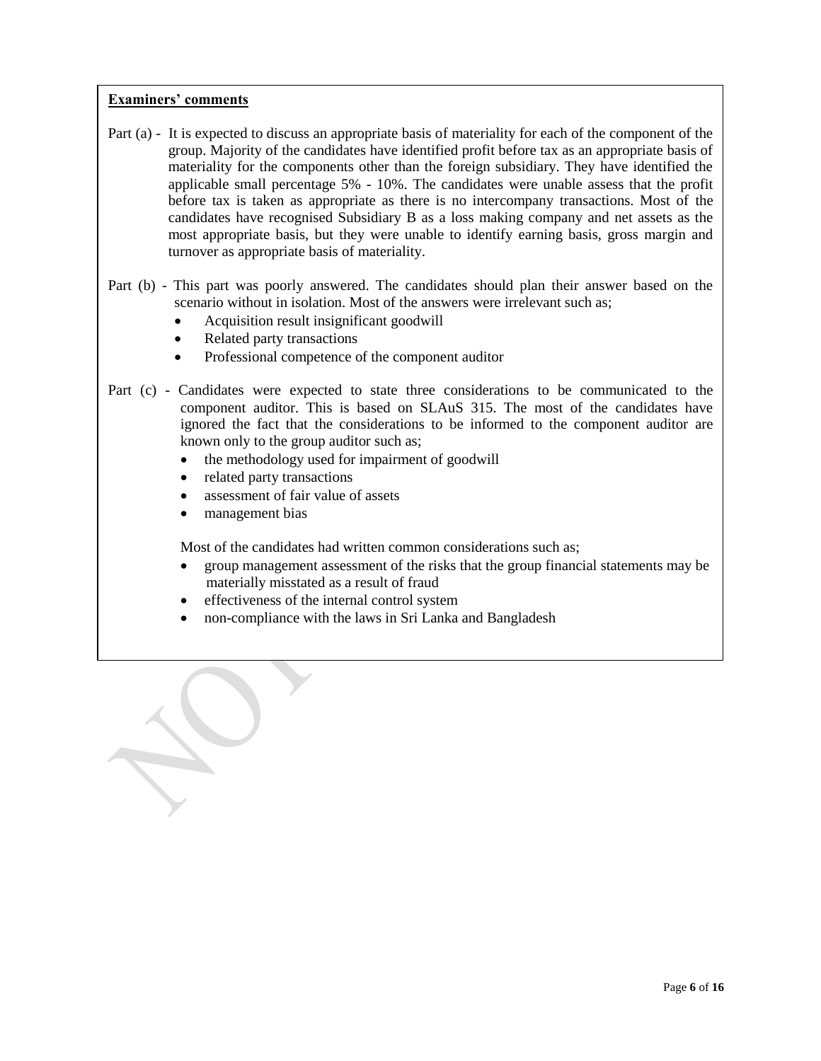**Examiners' comments**

Part (a) - It is expected to discuss an appropriate basis of materiality for each of the component of the group. Majority of the candidates have identified profit before tax as an appropriate basis of materiality for the components other than the foreign subsidiary. They have identified the applicable small percentage 5% - 10%. The candidates were unable assess that the profit before tax is taken as appropriate as there is no intercompany transactions. Most of the candidates have recognised Subsidiary B as a loss making company and net assets as the most appropriate basis, but they were unable to identify earning basis, gross margin and turnover as appropriate basis of materiality.

Part (b) - This part was poorly answered. The candidates should plan their answer based on the scenario without in isolation. Most of the answers were irrelevant such as;

- Acquisition result insignificant goodwill
- Related party transactions
- Professional competence of the component auditor

Part (c) - Candidates were expected to state three considerations to be communicated to the component auditor. This is based on SLAuS 315. The most of the candidates have ignored the fact that the considerations to be informed to the component auditor are known only to the group auditor such as;

- the methodology used for impairment of goodwill
- related party transactions
- assessment of fair value of assets
- management bias

Most of the candidates had written common considerations such as;

- group management assessment of the risks that the group financial statements may be materially misstated as a result of fraud
- effectiveness of the internal control system
- non-compliance with the laws in Sri Lanka and Bangladesh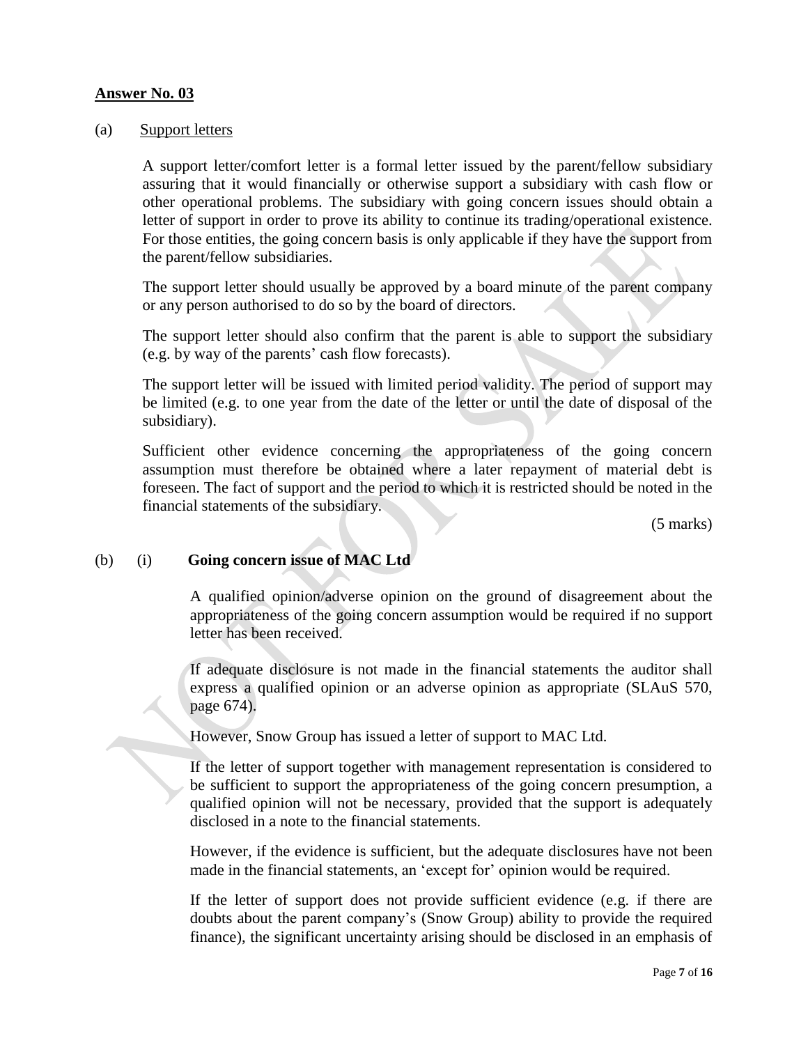**Answer No. 03**

(a) Support letters

A support letter/comfort letter is a formal letter issued by the parent/fellow subsidiary assuring that it would financially or otherwise support a subsidiary with cash flow or other operational problems. The subsidiary with going concern issues should obtain a letter of support in order to prove its ability to continue its trading/operational existence. For those entities, the going concern basis is only applicable if they have the support from the parent/fellow subsidiaries.

The support letter should usually be approved by a board minute of the parent company or any person authorised to do so by the board of directors.

The support letter should also confirm that the parent is able to support the subsidiary (e.g. by way of the parents' cash flow forecasts).

The support letter will be issued with limited period validity. The period of support may be limited (e.g. to one year from the date of the letter or until the date of disposal of the subsidiary).

Sufficient other evidence concerning the appropriateness of the going concern assumption must therefore be obtained where a later repayment of material debt is foreseen. The fact of support and the period to which it is restricted should be noted in the financial statements of the subsidiary.

(5 marks)

(b) (i) **Going concern issue of MAC Ltd**

A qualified opinion/adverse opinion on the ground of disagreement about the appropriateness of the going concern assumption would be required if no support letter has been received.

If adequate disclosure is not made in the financial statements the auditor shall express a qualified opinion or an adverse opinion as appropriate (SLAuS 570, page 674).

However, Snow Group has issued a letter of support to MAC Ltd.

If the letter of support together with management representation is considered to be sufficient to support the appropriateness of the going concern presumption, a qualified opinion will not be necessary, provided that the support is adequately disclosed in a note to the financial statements.

However, if the evidence is sufficient, but the adequate disclosures have not been made in the financial statements, an 'except for' opinion would be required.

If the letter of support does not provide sufficient evidence (e.g. if there are doubts about the parent company's (Snow Group) ability to provide the required finance), the significant uncertainty arising should be disclosed in an emphasis of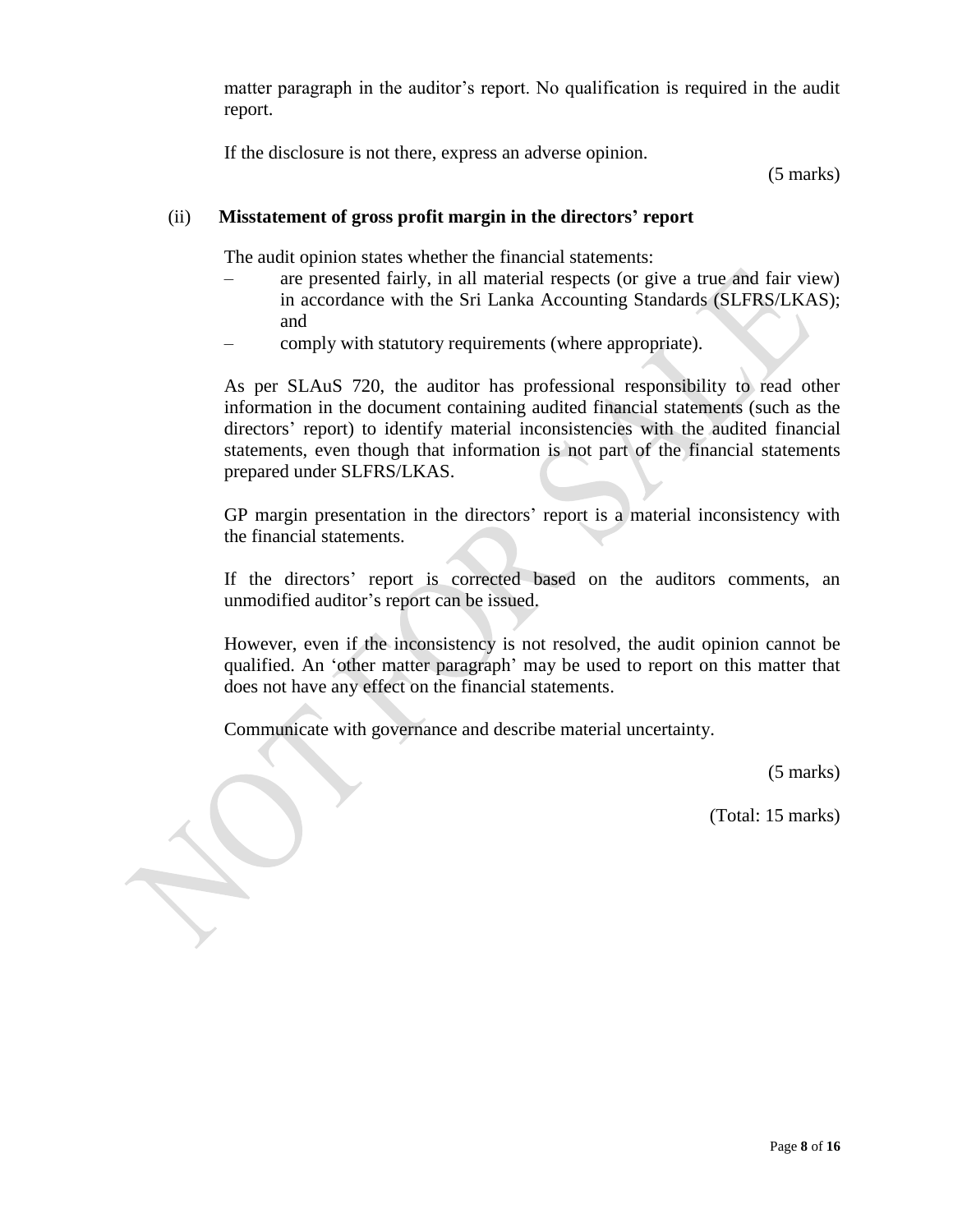matter paragraph in the auditor's report. No qualification is required in the audit report.

If the disclosure is not there, express an adverse opinion.

(5 marks)

(ii) **Misstatement of gross profit margin in the directors' report**

The audit opinion states whether the financial statements:

– are presented fairly, in all material respects (or give a true and fair view) in accordance with the Sri Lanka Accounting Standards (SLFRS/LKAS); and
– comply with statutory requirements (where appropriate).

As per SLAuS 720, the auditor has professional responsibility to read other information in the document containing audited financial statements (such as the directors' report) to identify material inconsistencies with the audited financial statements, even though that information is not part of the financial statements prepared under SLFRS/LKAS.

GP margin presentation in the directors' report is a material inconsistency with the financial statements.

If the directors' report is corrected based on the auditors comments, an unmodified auditor's report can be issued.

However, even if the inconsistency is not resolved, the audit opinion cannot be qualified. An 'other matter paragraph' may be used to report on this matter that does not have any effect on the financial statements.

Communicate with governance and describe material uncertainty.

(5 marks)

(Total: 15 marks)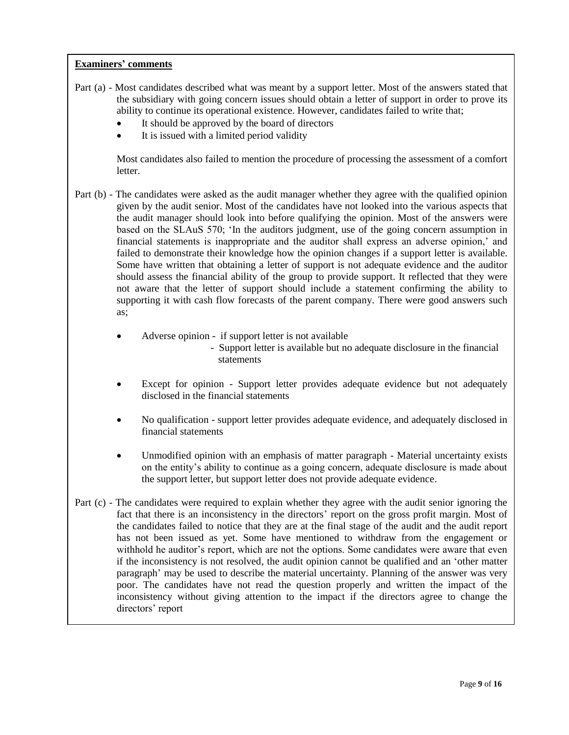**Examiners' comments**

Part (a) - Most candidates described what was meant by a support letter. Most of the answers stated that the subsidiary with going concern issues should obtain a letter of support in order to prove its ability to continue its operational existence. However, candidates failed to write that;

- It should be approved by the board of directors
- It is issued with a limited period validity

Most candidates also failed to mention the procedure of processing the assessment of a comfort letter.

Part (b) - The candidates were asked as the audit manager whether they agree with the qualified opinion given by the audit senior. Most of the candidates have not looked into the various aspects that the audit manager should look into before qualifying the opinion. Most of the answers were based on the SLAuS 570; 'In the auditors judgment, use of the going concern assumption in financial statements is inappropriate and the auditor shall express an adverse opinion,' and failed to demonstrate their knowledge how the opinion changes if a support letter is available. Some have written that obtaining a letter of support is not adequate evidence and the auditor should assess the financial ability of the group to provide support. It reflected that they were not aware that the letter of support should include a statement confirming the ability to supporting it with cash flow forecasts of the parent company. There were good answers such as;

- Adverse opinion - if support letter is not available
  - Support letter is available but no adequate disclosure in the financial statements
- Except for opinion - Support letter provides adequate evidence but not adequately disclosed in the financial statements
- No qualification - support letter provides adequate evidence, and adequately disclosed in financial statements
- Unmodified opinion with an emphasis of matter paragraph - Material uncertainty exists on the entity's ability to continue as a going concern, adequate disclosure is made about the support letter, but support letter does not provide adequate evidence.

Part (c) - The candidates were required to explain whether they agree with the audit senior ignoring the fact that there is an inconsistency in the directors' report on the gross profit margin. Most of the candidates failed to notice that they are at the final stage of the audit and the audit report has not been issued as yet. Some have mentioned to withdraw from the engagement or withhold he auditor's report, which are not the options. Some candidates were aware that even if the inconsistency is not resolved, the audit opinion cannot be qualified and an 'other matter paragraph' may be used to describe the material uncertainty. Planning of the answer was very poor. The candidates have not read the question properly and written the impact of the inconsistency without giving attention to the impact if the directors agree to change the directors' report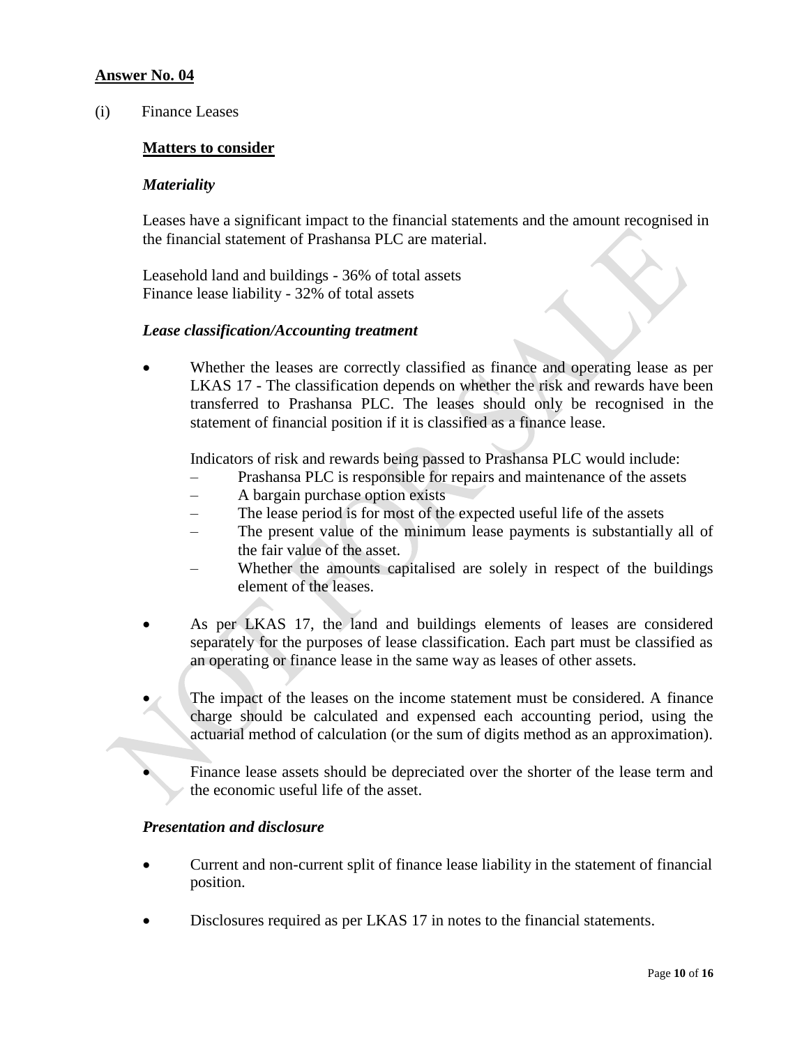**Answer No. 04**

(i) Finance Leases

**Matters to consider**

***Materiality***

Leases have a significant impact to the financial statements and the amount recognised in the financial statement of Prashansa PLC are material.

Leasehold land and buildings - 36% of total assets
Finance lease liability - 32% of total assets

***Lease classification/Accounting treatment***

- Whether the leases are correctly classified as finance and operating lease as per LKAS 17 - The classification depends on whether the risk and rewards have been transferred to Prashansa PLC. The leases should only be recognised in the statement of financial position if it is classified as a finance lease.

  Indicators of risk and rewards being passed to Prashansa PLC would include:
  - Prashansa PLC is responsible for repairs and maintenance of the assets
  - A bargain purchase option exists
  - The lease period is for most of the expected useful life of the assets
  - The present value of the minimum lease payments is substantially all of the fair value of the asset.
  - Whether the amounts capitalised are solely in respect of the buildings element of the leases.

- As per LKAS 17, the land and buildings elements of leases are considered separately for the purposes of lease classification. Each part must be classified as an operating or finance lease in the same way as leases of other assets.

- The impact of the leases on the income statement must be considered. A finance charge should be calculated and expensed each accounting period, using the actuarial method of calculation (or the sum of digits method as an approximation).

- Finance lease assets should be depreciated over the shorter of the lease term and the economic useful life of the asset.

***Presentation and disclosure***

- Current and non-current split of finance lease liability in the statement of financial position.

- Disclosures required as per LKAS 17 in notes to the financial statements.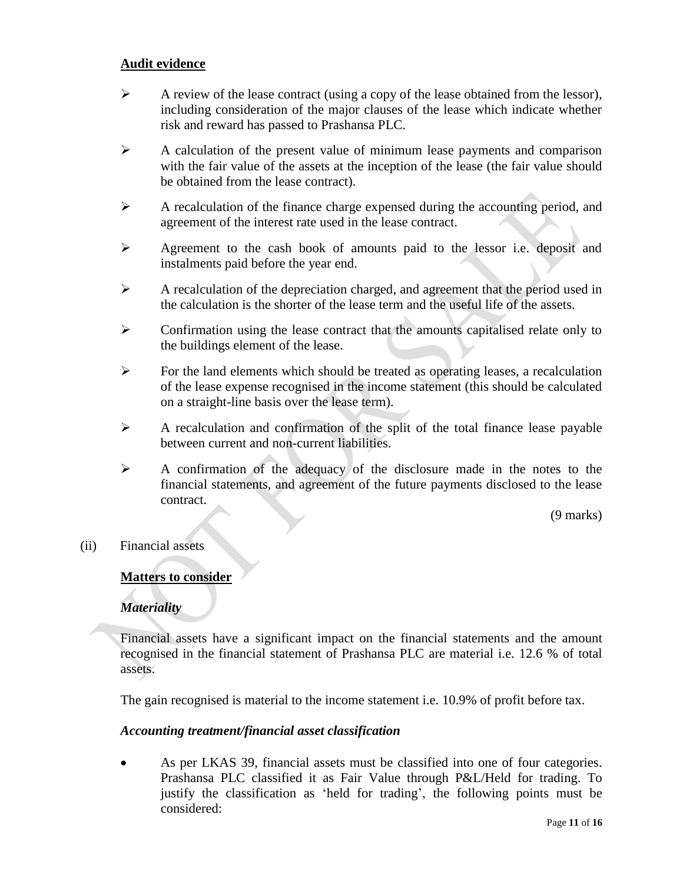**Audit evidence**

- A review of the lease contract (using a copy of the lease obtained from the lessor), including consideration of the major clauses of the lease which indicate whether risk and reward has passed to Prashansa PLC.
- A calculation of the present value of minimum lease payments and comparison with the fair value of the assets at the inception of the lease (the fair value should be obtained from the lease contract).
- A recalculation of the finance charge expensed during the accounting period, and agreement of the interest rate used in the lease contract.
- Agreement to the cash book of amounts paid to the lessor i.e. deposit and instalments paid before the year end.
- A recalculation of the depreciation charged, and agreement that the period used in the calculation is the shorter of the lease term and the useful life of the assets.
- Confirmation using the lease contract that the amounts capitalised relate only to the buildings element of the lease.
- For the land elements which should be treated as operating leases, a recalculation of the lease expense recognised in the income statement (this should be calculated on a straight-line basis over the lease term).
- A recalculation and confirmation of the split of the total finance lease payable between current and non-current liabilities.
- A confirmation of the adequacy of the disclosure made in the notes to the financial statements, and agreement of the future payments disclosed to the lease contract.

(9 marks)

(ii) Financial assets

**Matters to consider**

***Materiality***

Financial assets have a significant impact on the financial statements and the amount recognised in the financial statement of Prashansa PLC are material i.e. 12.6 % of total assets.

The gain recognised is material to the income statement i.e. 10.9% of profit before tax.

***Accounting treatment/financial asset classification***

- As per LKAS 39, financial assets must be classified into one of four categories. Prashansa PLC classified it as Fair Value through P&L/Held for trading. To justify the classification as 'held for trading', the following points must be considered: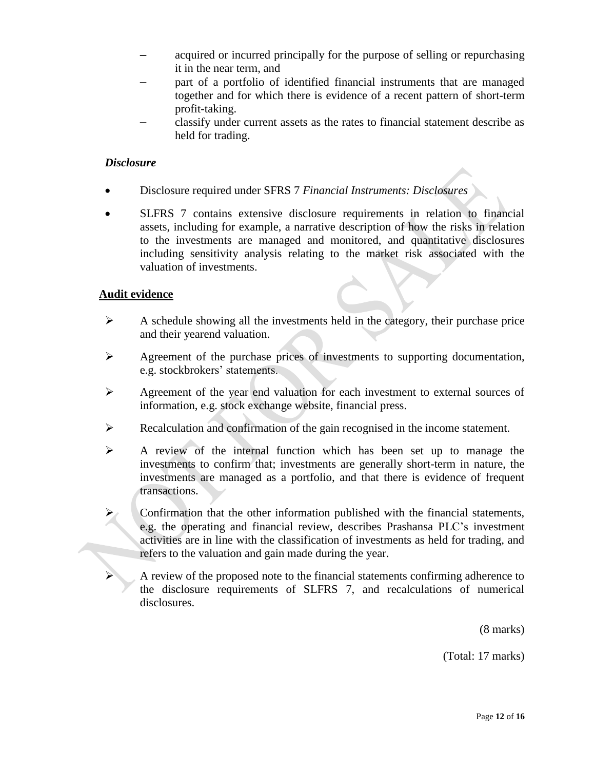- acquired or incurred principally for the purpose of selling or repurchasing it in the near term, and
- part of a portfolio of identified financial instruments that are managed together and for which there is evidence of a recent pattern of short-term profit-taking.
- classify under current assets as the rates to financial statement describe as held for trading.

***Disclosure***

- Disclosure required under SFRS 7 *Financial Instruments: Disclosures*
- SLFRS 7 contains extensive disclosure requirements in relation to financial assets, including for example, a narrative description of how the risks in relation to the investments are managed and monitored, and quantitative disclosures including sensitivity analysis relating to the market risk associated with the valuation of investments.

**Audit evidence**

- A schedule showing all the investments held in the category, their purchase price and their yearend valuation.
- Agreement of the purchase prices of investments to supporting documentation, e.g. stockbrokers' statements.
- Agreement of the year end valuation for each investment to external sources of information, e.g. stock exchange website, financial press.
- Recalculation and confirmation of the gain recognised in the income statement.
- A review of the internal function which has been set up to manage the investments to confirm that; investments are generally short-term in nature, the investments are managed as a portfolio, and that there is evidence of frequent transactions.
- Confirmation that the other information published with the financial statements, e.g. the operating and financial review, describes Prashansa PLC's investment activities are in line with the classification of investments as held for trading, and refers to the valuation and gain made during the year.
- A review of the proposed note to the financial statements confirming adherence to the disclosure requirements of SLFRS 7, and recalculations of numerical disclosures.

(8 marks)

(Total: 17 marks)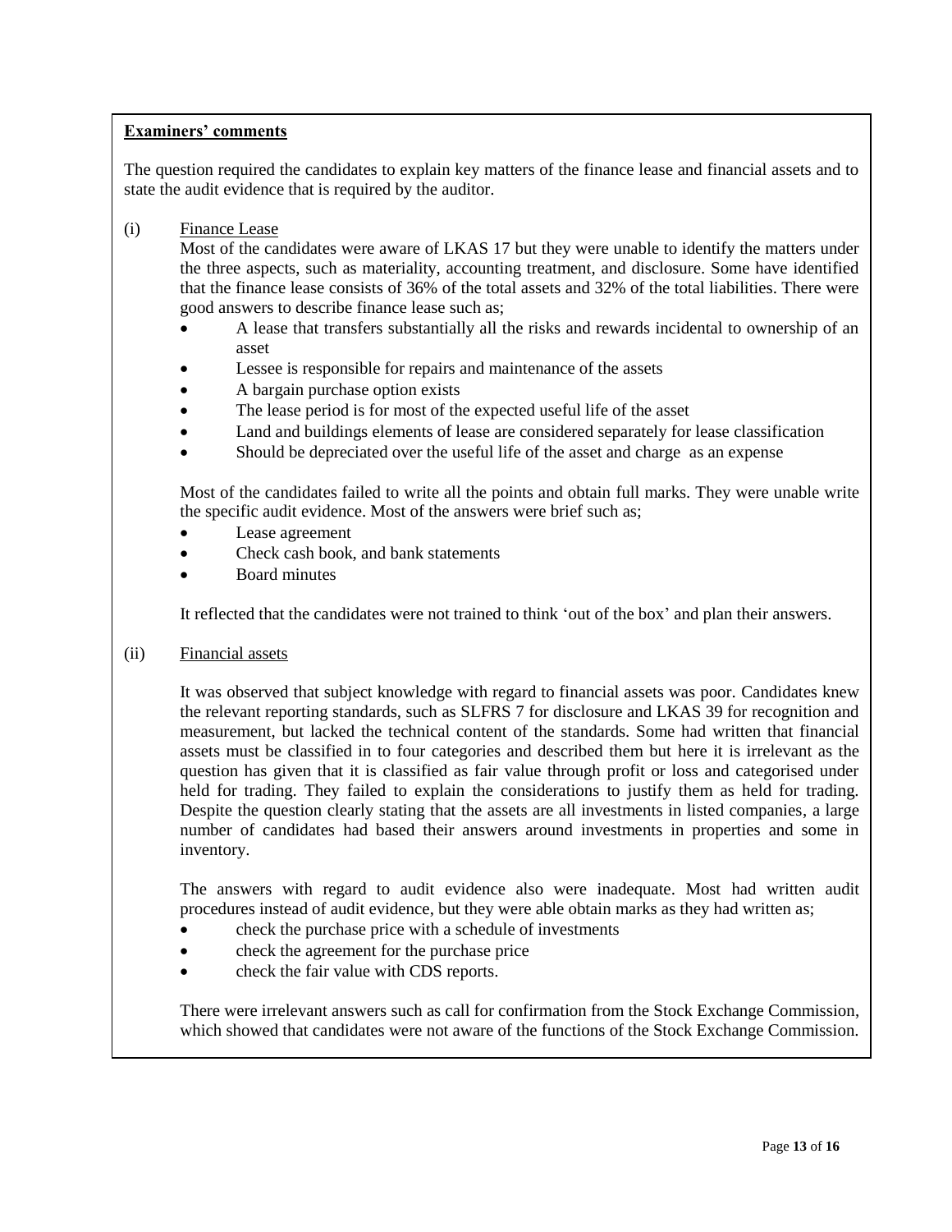**Examiners' comments**

The question required the candidates to explain key matters of the finance lease and financial assets and to state the audit evidence that is required by the auditor.

(i) Finance Lease

Most of the candidates were aware of LKAS 17 but they were unable to identify the matters under the three aspects, such as materiality, accounting treatment, and disclosure. Some have identified that the finance lease consists of 36% of the total assets and 32% of the total liabilities. There were good answers to describe finance lease such as;

- A lease that transfers substantially all the risks and rewards incidental to ownership of an asset
- Lessee is responsible for repairs and maintenance of the assets
- A bargain purchase option exists
- The lease period is for most of the expected useful life of the asset
- Land and buildings elements of lease are considered separately for lease classification
- Should be depreciated over the useful life of the asset and charge as an expense

Most of the candidates failed to write all the points and obtain full marks. They were unable write the specific audit evidence. Most of the answers were brief such as;

- Lease agreement
- Check cash book, and bank statements
- Board minutes

It reflected that the candidates were not trained to think 'out of the box' and plan their answers.

(ii) Financial assets

It was observed that subject knowledge with regard to financial assets was poor. Candidates knew the relevant reporting standards, such as SLFRS 7 for disclosure and LKAS 39 for recognition and measurement, but lacked the technical content of the standards. Some had written that financial assets must be classified in to four categories and described them but here it is irrelevant as the question has given that it is classified as fair value through profit or loss and categorised under held for trading. They failed to explain the considerations to justify them as held for trading. Despite the question clearly stating that the assets are all investments in listed companies, a large number of candidates had based their answers around investments in properties and some in inventory.

The answers with regard to audit evidence also were inadequate. Most had written audit procedures instead of audit evidence, but they were able obtain marks as they had written as;

- check the purchase price with a schedule of investments
- check the agreement for the purchase price
- check the fair value with CDS reports.

There were irrelevant answers such as call for confirmation from the Stock Exchange Commission, which showed that candidates were not aware of the functions of the Stock Exchange Commission.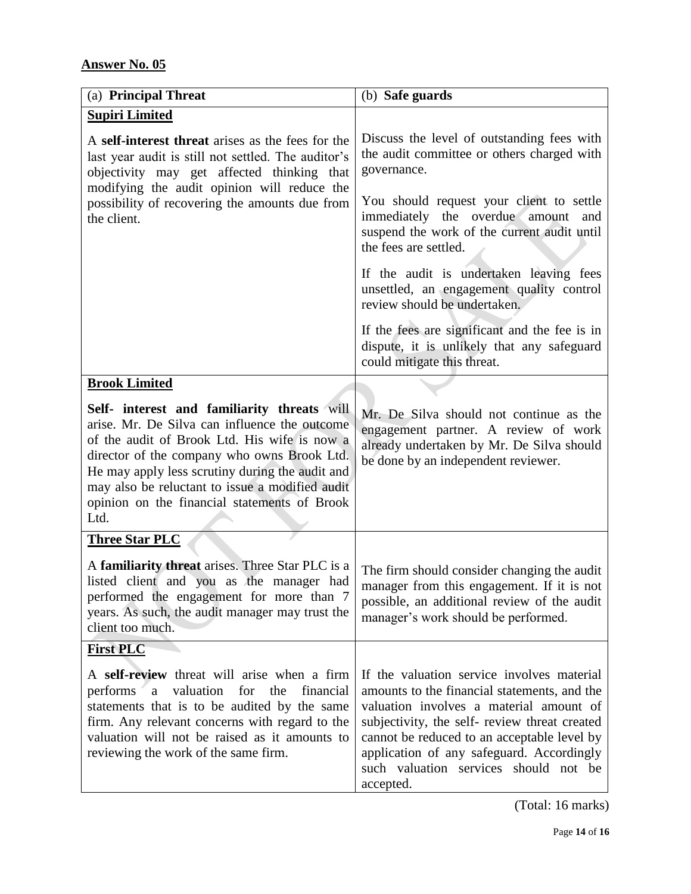**Answer No. 05**

| (a) **Principal Threat** | (b) **Safe guards** |
|---|---|
| **Supiri Limited**<br><br>A **self-interest threat** arises as the fees for the last year audit is still not settled. The auditor's objectivity may get affected thinking that modifying the audit opinion will reduce the possibility of recovering the amounts due from the client. | Discuss the level of outstanding fees with the audit committee or others charged with governance.<br><br>You should request your client to settle immediately the overdue amount and suspend the work of the current audit until the fees are settled.<br><br>If the audit is undertaken leaving fees unsettled, an engagement quality control review should be undertaken.<br><br>If the fees are significant and the fee is in dispute, it is unlikely that any safeguard could mitigate this threat. |
| **Brook Limited**<br><br>**Self- interest and familiarity threats** will arise. Mr. De Silva can influence the outcome of the audit of Brook Ltd. His wife is now a director of the company who owns Brook Ltd. He may apply less scrutiny during the audit and may also be reluctant to issue a modified audit opinion on the financial statements of Brook Ltd. | Mr. De Silva should not continue as the engagement partner. A review of work already undertaken by Mr. De Silva should be done by an independent reviewer. |
| **Three Star PLC**<br><br>A **familiarity threat** arises. Three Star PLC is a listed client and you as the manager had performed the engagement for more than 7 years. As such, the audit manager may trust the client too much. | The firm should consider changing the audit manager from this engagement. If it is not possible, an additional review of the audit manager's work should be performed. |
| **First PLC**<br><br>A **self-review** threat will arise when a firm performs a valuation for the financial statements that is to be audited by the same firm. Any relevant concerns with regard to the valuation will not be raised as it amounts to reviewing the work of the same firm. | If the valuation service involves material amounts to the financial statements, and the valuation involves a material amount of subjectivity, the self- review threat created cannot be reduced to an acceptable level by application of any safeguard. Accordingly such valuation services should not be accepted. |

(Total: 16 marks)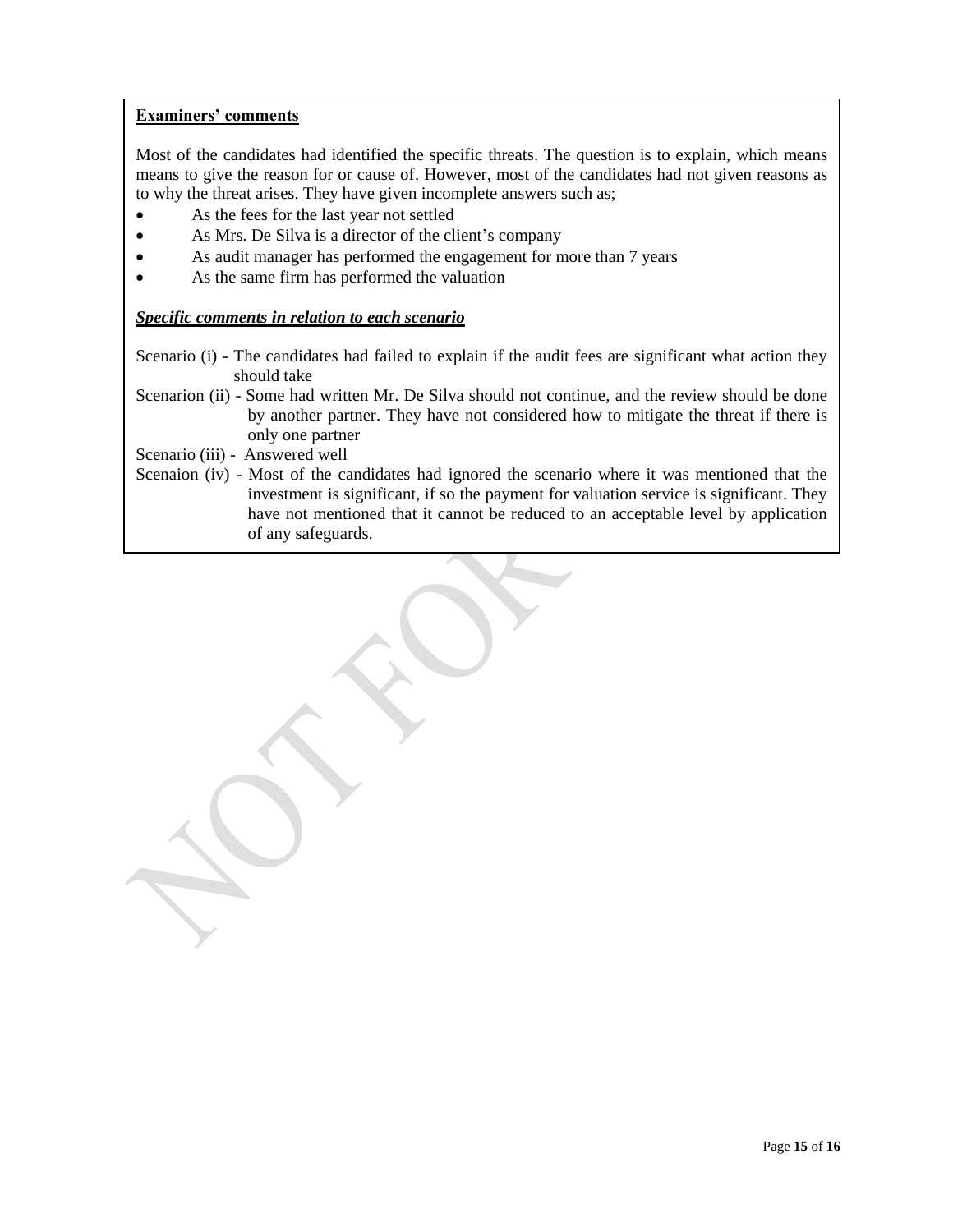**Examiners' comments**

Most of the candidates had identified the specific threats. The question is to explain, which means means to give the reason for or cause of. However, most of the candidates had not given reasons as to why the threat arises. They have given incomplete answers such as;

- As the fees for the last year not settled
- As Mrs. De Silva is a director of the client's company
- As audit manager has performed the engagement for more than 7 years
- As the same firm has performed the valuation

***Specific comments in relation to each scenario***

Scenario (i) - The candidates had failed to explain if the audit fees are significant what action they should take

Scenarion (ii) - Some had written Mr. De Silva should not continue, and the review should be done by another partner. They have not considered how to mitigate the threat if there is only one partner

Scenario (iii) - Answered well

Scenaion (iv) - Most of the candidates had ignored the scenario where it was mentioned that the investment is significant, if so the payment for valuation service is significant. They have not mentioned that it cannot be reduced to an acceptable level by application of any safeguards.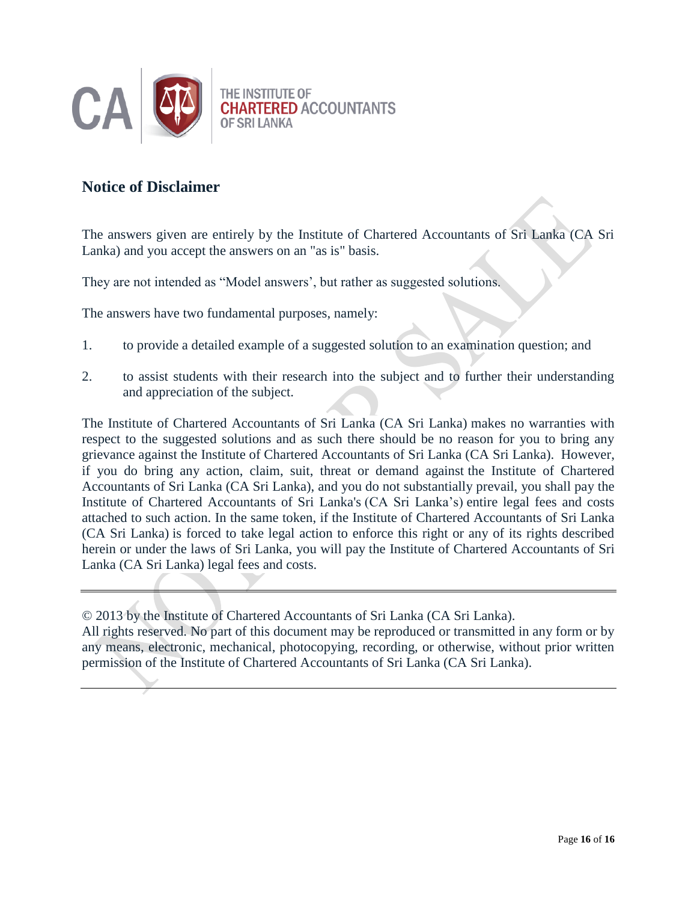THE INSTITUTE OF CHARTERED ACCOUNTANTS OF SRI LANKA

## Notice of Disclaimer

The answers given are entirely by the Institute of Chartered Accountants of Sri Lanka (CA Sri Lanka) and you accept the answers on an "as is" basis.

They are not intended as “Model answers’, but rather as suggested solutions.

The answers have two fundamental purposes, namely:

1. to provide a detailed example of a suggested solution to an examination question; and

2. to assist students with their research into the subject and to further their understanding and appreciation of the subject.

The Institute of Chartered Accountants of Sri Lanka (CA Sri Lanka) makes no warranties with respect to the suggested solutions and as such there should be no reason for you to bring any grievance against the Institute of Chartered Accountants of Sri Lanka (CA Sri Lanka). However, if you do bring any action, claim, suit, threat or demand against the Institute of Chartered Accountants of Sri Lanka (CA Sri Lanka), and you do not substantially prevail, you shall pay the Institute of Chartered Accountants of Sri Lanka's (CA Sri Lanka’s) entire legal fees and costs attached to such action. In the same token, if the Institute of Chartered Accountants of Sri Lanka (CA Sri Lanka) is forced to take legal action to enforce this right or any of its rights described herein or under the laws of Sri Lanka, you will pay the Institute of Chartered Accountants of Sri Lanka (CA Sri Lanka) legal fees and costs.

---

© 2013 by the Institute of Chartered Accountants of Sri Lanka (CA Sri Lanka).
All rights reserved. No part of this document may be reproduced or transmitted in any form or by any means, electronic, mechanical, photocopying, recording, or otherwise, without prior written permission of the Institute of Chartered Accountants of Sri Lanka (CA Sri Lanka).

---